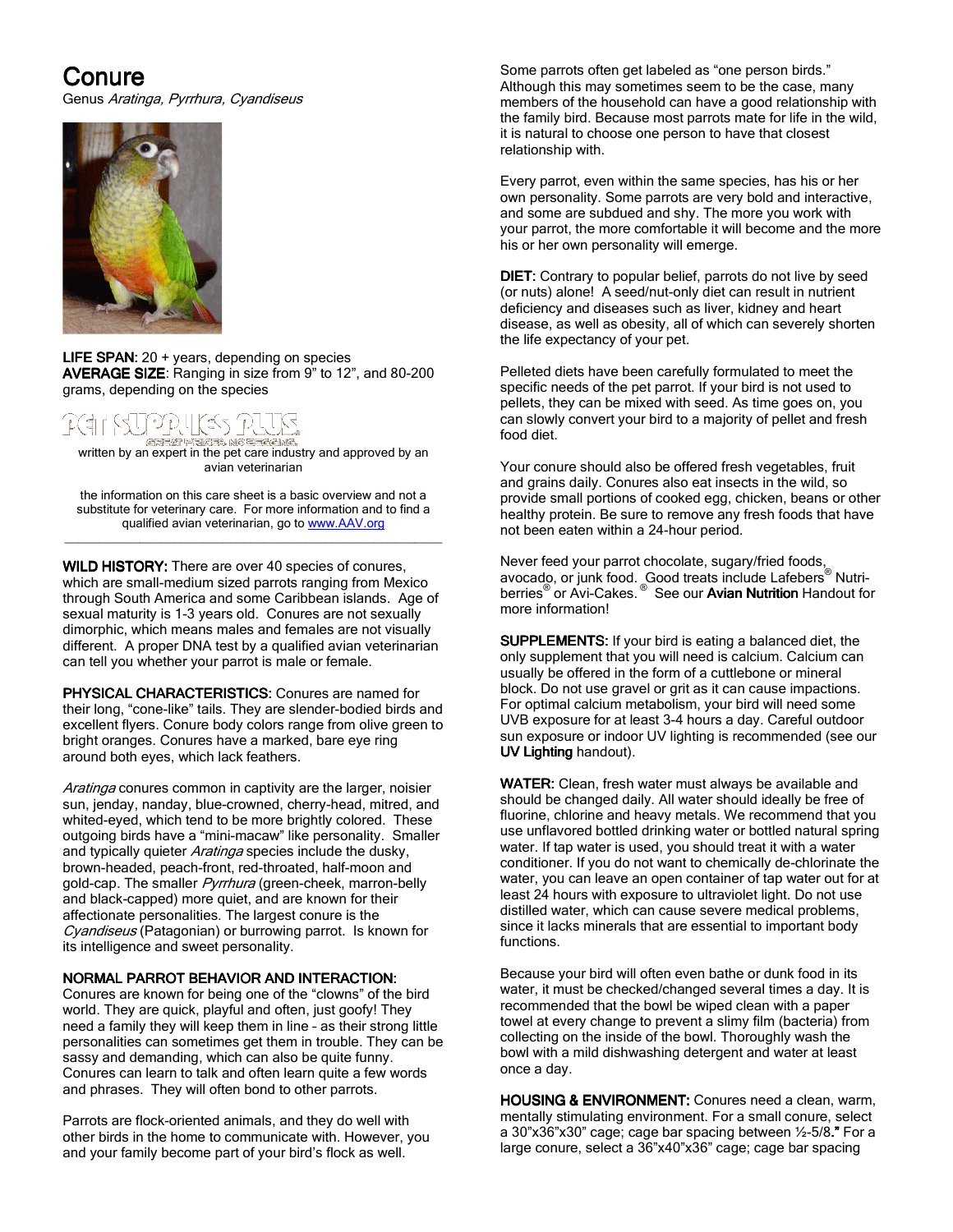# Conure

Genus *Aratinga, Pyrrhura, Cyandiseus*

**LIFE SPAN:** 20 + years, depending on species
**AVERAGE SIZE**: Ranging in size from 9" to 12", and 80-200 grams, depending on the species

PET SUPPLIES PLUS
GREAT PRICES. NO BEGGING.

written by an expert in the pet care industry and approved by an avian veterinarian

the information on this care sheet is a basic overview and not a substitute for veterinary care. For more information and to find a qualified avian veterinarian, go to [www.AAV.org](http://www.AAV.org)

---

**WILD HISTORY:** There are over 40 species of conures, which are small-medium sized parrots ranging from Mexico through South America and some Caribbean islands. Age of sexual maturity is 1-3 years old. Conures are not sexually dimorphic, which means males and females are not visually different. A proper DNA test by a qualified avian veterinarian can tell you whether your parrot is male or female.

**PHYSICAL CHARACTERISTICS:** Conures are named for their long, "cone-like" tails. They are slender-bodied birds and excellent flyers. Conure body colors range from olive green to bright oranges. Conures have a marked, bare eye ring around both eyes, which lack feathers.

*Aratinga* conures common in captivity are the larger, noisier sun, jenday, nanday, blue-crowned, cherry-head, mitred, and whited-eyed, which tend to be more brightly colored. These outgoing birds have a "mini-macaw" like personality. Smaller and typically quieter *Aratinga* species include the dusky, brown-headed, peach-front, red-throated, half-moon and gold-cap. The smaller *Pyrrhura* (green-cheek, marron-belly and black-capped) more quiet, and are known for their affectionate personalities. The largest conure is the *Cyandiseus* (Patagonian) or burrowing parrot. Is known for its intelligence and sweet personality.

**NORMAL PARROT BEHAVIOR AND INTERACTION:**
Conures are known for being one of the "clowns" of the bird world. They are quick, playful and often, just goofy! They need a family they will keep them in line – as their strong little personalities can sometimes get them in trouble. They can be sassy and demanding, which can also be quite funny. Conures can learn to talk and often learn quite a few words and phrases. They will often bond to other parrots.

Parrots are flock-oriented animals, and they do well with other birds in the home to communicate with. However, you and your family become part of your bird's flock as well.

Some parrots often get labeled as "one person birds." Although this may sometimes seem to be the case, many members of the household can have a good relationship with the family bird. Because most parrots mate for life in the wild, it is natural to choose one person to have that closest relationship with.

Every parrot, even within the same species, has his or her own personality. Some parrots are very bold and interactive, and some are subdued and shy. The more you work with your parrot, the more comfortable it will become and the more his or her own personality will emerge.

**DIET:** Contrary to popular belief, parrots do not live by seed (or nuts) alone! A seed/nut-only diet can result in nutrient deficiency and diseases such as liver, kidney and heart disease, as well as obesity, all of which can severely shorten the life expectancy of your pet.

Pelleted diets have been carefully formulated to meet the specific needs of the pet parrot. If your bird is not used to pellets, they can be mixed with seed. As time goes on, you can slowly convert your bird to a majority of pellet and fresh food diet.

Your conure should also be offered fresh vegetables, fruit and grains daily. Conures also eat insects in the wild, so provide small portions of cooked egg, chicken, beans or other healthy protein. Be sure to remove any fresh foods that have not been eaten within a 24-hour period.

Never feed your parrot chocolate, sugary/fried foods, avocado, or junk food. Good treats include Lafebers® Nutri-berries® or Avi-Cakes.® See our **Avian Nutrition** Handout for more information!

**SUPPLEMENTS:** If your bird is eating a balanced diet, the only supplement that you will need is calcium. Calcium can usually be offered in the form of a cuttlebone or mineral block. Do not use gravel or grit as it can cause impactions. For optimal calcium metabolism, your bird will need some UVB exposure for at least 3-4 hours a day. Careful outdoor sun exposure or indoor UV lighting is recommended (see our **UV Lighting** handout).

**WATER:** Clean, fresh water must always be available and should be changed daily. All water should ideally be free of fluorine, chlorine and heavy metals. We recommend that you use unflavored bottled drinking water or bottled natural spring water. If tap water is used, you should treat it with a water conditioner. If you do not want to chemically de-chlorinate the water, you can leave an open container of tap water out for at least 24 hours with exposure to ultraviolet light. Do not use distilled water, which can cause severe medical problems, since it lacks minerals that are essential to important body functions.

Because your bird will often even bathe or dunk food in its water, it must be checked/changed several times a day. It is recommended that the bowl be wiped clean with a paper towel at every change to prevent a slimy film (bacteria) from collecting on the inside of the bowl. Thoroughly wash the bowl with a mild dishwashing detergent and water at least once a day.

**HOUSING & ENVIRONMENT:** Conures need a clean, warm, mentally stimulating environment. For a small conure, select a 30"x36"x30" cage; cage bar spacing between ½-5/8." For a large conure, select a 36"x40"x36" cage; cage bar spacing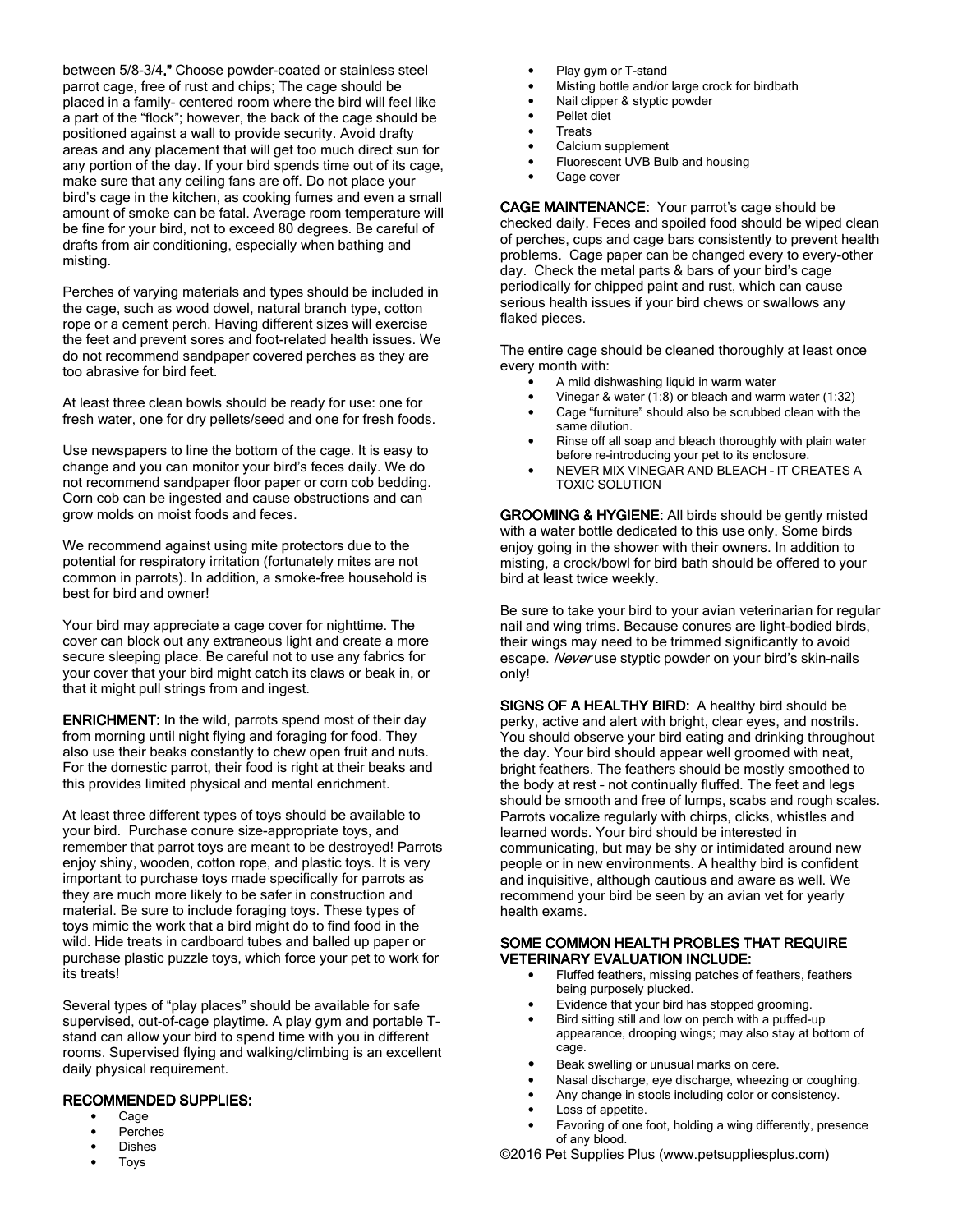between 5/8-3/4." Choose powder-coated or stainless steel parrot cage, free of rust and chips; The cage should be placed in a family- centered room where the bird will feel like a part of the "flock"; however, the back of the cage should be positioned against a wall to provide security. Avoid drafty areas and any placement that will get too much direct sun for any portion of the day. If your bird spends time out of its cage, make sure that any ceiling fans are off. Do not place your bird's cage in the kitchen, as cooking fumes and even a small amount of smoke can be fatal. Average room temperature will be fine for your bird, not to exceed 80 degrees. Be careful of drafts from air conditioning, especially when bathing and misting.

Perches of varying materials and types should be included in the cage, such as wood dowel, natural branch type, cotton rope or a cement perch. Having different sizes will exercise the feet and prevent sores and foot-related health issues. We do not recommend sandpaper covered perches as they are too abrasive for bird feet.

At least three clean bowls should be ready for use: one for fresh water, one for dry pellets/seed and one for fresh foods.

Use newspapers to line the bottom of the cage. It is easy to change and you can monitor your bird's feces daily. We do not recommend sandpaper floor paper or corn cob bedding. Corn cob can be ingested and cause obstructions and can grow molds on moist foods and feces.

We recommend against using mite protectors due to the potential for respiratory irritation (fortunately mites are not common in parrots). In addition, a smoke-free household is best for bird and owner!

Your bird may appreciate a cage cover for nighttime. The cover can block out any extraneous light and create a more secure sleeping place. Be careful not to use any fabrics for your cover that your bird might catch its claws or beak in, or that it might pull strings from and ingest.

**ENRICHMENT:** In the wild, parrots spend most of their day from morning until night flying and foraging for food. They also use their beaks constantly to chew open fruit and nuts. For the domestic parrot, their food is right at their beaks and this provides limited physical and mental enrichment.

At least three different types of toys should be available to your bird. Purchase conure size-appropriate toys, and remember that parrot toys are meant to be destroyed! Parrots enjoy shiny, wooden, cotton rope, and plastic toys. It is very important to purchase toys made specifically for parrots as they are much more likely to be safer in construction and material. Be sure to include foraging toys. These types of toys mimic the work that a bird might do to find food in the wild. Hide treats in cardboard tubes and balled up paper or purchase plastic puzzle toys, which force your pet to work for its treats!

Several types of "play places" should be available for safe supervised, out-of-cage playtime. A play gym and portable T-stand can allow your bird to spend time with you in different rooms. Supervised flying and walking/climbing is an excellent daily physical requirement.

**RECOMMENDED SUPPLIES:**

- Cage
- Perches
- Dishes
- Toys
- Play gym or T-stand
- Misting bottle and/or large crock for birdbath
- Nail clipper & styptic powder
- Pellet diet
- Treats
- Calcium supplement
- Fluorescent UVB Bulb and housing
- Cage cover

**CAGE MAINTENANCE:** Your parrot's cage should be checked daily. Feces and spoiled food should be wiped clean of perches, cups and cage bars consistently to prevent health problems. Cage paper can be changed every to every-other day. Check the metal parts & bars of your bird's cage periodically for chipped paint and rust, which can cause serious health issues if your bird chews or swallows any flaked pieces.

The entire cage should be cleaned thoroughly at least once every month with:

- A mild dishwashing liquid in warm water
- Vinegar & water (1:8) or bleach and warm water (1:32)
- Cage "furniture" should also be scrubbed clean with the same dilution.
- Rinse off all soap and bleach thoroughly with plain water before re-introducing your pet to its enclosure.
- NEVER MIX VINEGAR AND BLEACH – IT CREATES A TOXIC SOLUTION

**GROOMING & HYGIENE:** All birds should be gently misted with a water bottle dedicated to this use only. Some birds enjoy going in the shower with their owners. In addition to misting, a crock/bowl for bird bath should be offered to your bird at least twice weekly.

Be sure to take your bird to your avian veterinarian for regular nail and wing trims. Because conures are light-bodied birds, their wings may need to be trimmed significantly to avoid escape. *Never* use styptic powder on your bird's skin–nails only!

**SIGNS OF A HEALTHY BIRD:** A healthy bird should be perky, active and alert with bright, clear eyes, and nostrils. You should observe your bird eating and drinking throughout the day. Your bird should appear well groomed with neat, bright feathers. The feathers should be mostly smoothed to the body at rest – not continually fluffed. The feet and legs should be smooth and free of lumps, scabs and rough scales. Parrots vocalize regularly with chirps, clicks, whistles and learned words. Your bird should be interested in communicating, but may be shy or intimidated around new people or in new environments. A healthy bird is confident and inquisitive, although cautious and aware as well. We recommend your bird be seen by an avian vet for yearly health exams.

**SOME COMMON HEALTH PROBLES THAT REQUIRE VETERINARY EVALUATION INCLUDE:**

- Fluffed feathers, missing patches of feathers, feathers being purposely plucked.
- Evidence that your bird has stopped grooming.
- Bird sitting still and low on perch with a puffed-up appearance, drooping wings; may also stay at bottom of cage.
- Beak swelling or unusual marks on cere.
- Nasal discharge, eye discharge, wheezing or coughing.
- Any change in stools including color or consistency.
- Loss of appetite.
- Favoring of one foot, holding a wing differently, presence of any blood.

©2016 Pet Supplies Plus (www.petsuppliesplus.com)